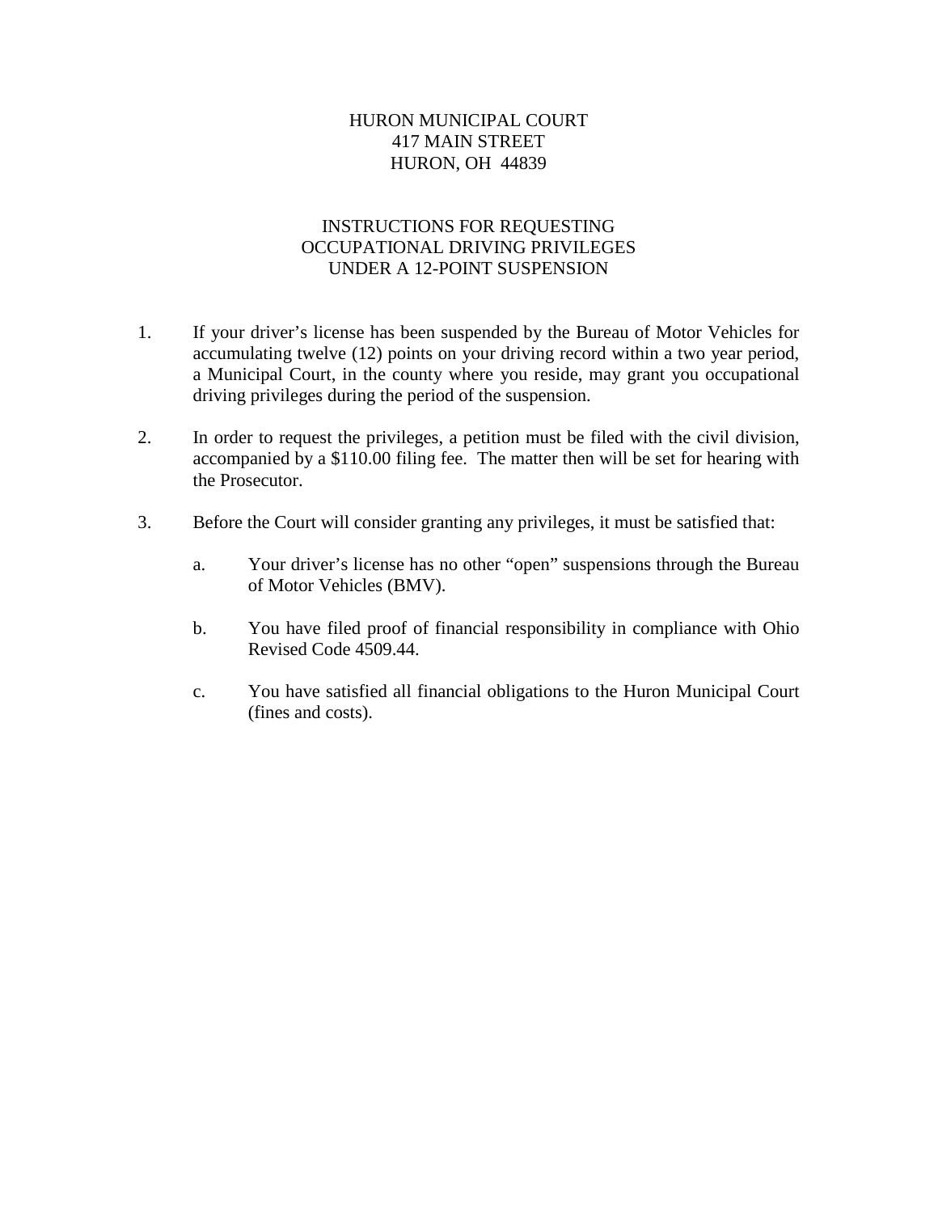HURON MUNICIPAL COURT
417 MAIN STREET
HURON, OH 44839

# INSTRUCTIONS FOR REQUESTING OCCUPATIONAL DRIVING PRIVILEGES UNDER A 12-POINT SUSPENSION

1. If your driver's license has been suspended by the Bureau of Motor Vehicles for accumulating twelve (12) points on your driving record within a two year period, a Municipal Court, in the county where you reside, may grant you occupational driving privileges during the period of the suspension.

2. In order to request the privileges, a petition must be filed with the civil division, accompanied by a $110.00 filing fee. The matter then will be set for hearing with the Prosecutor.

3. Before the Court will consider granting any privileges, it must be satisfied that:

   a. Your driver's license has no other "open" suspensions through the Bureau of Motor Vehicles (BMV).

   b. You have filed proof of financial responsibility in compliance with Ohio Revised Code 4509.44.

   c. You have satisfied all financial obligations to the Huron Municipal Court (fines and costs).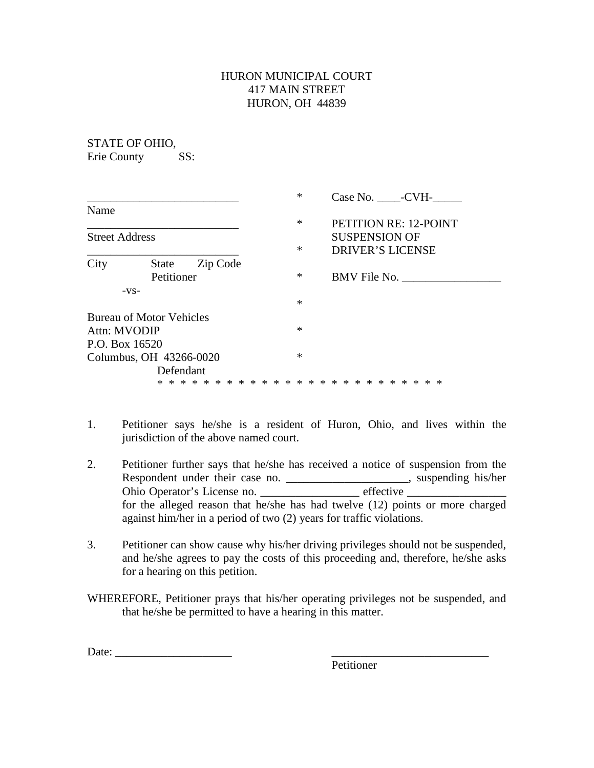HURON MUNICIPAL COURT
417 MAIN STREET
HURON, OH 44839

STATE OF OHIO,
Erie County SS:

| | | |
|---|---|---|
| __________________________ | * | Case No. ____-CVH-_____ |
| Name | | |
| __________________________ | * | PETITION RE: 12-POINT SUSPENSION OF |
| Street Address | | |
| __________________________ | * | DRIVER'S LICENSE |
| City State Zip Code | | |
| Petitioner | * | BMV File No. _________________ |
| -vs- | | |
| | * | |
| Bureau of Motor Vehicles | | |
| Attn: MVODIP | * | |
| P.O. Box 16520 | | |
| Columbus, OH 43266-0020 | * | |
| Defendant | | |

* * * * * * * * * * * * * * * * * * * * * * * * * *

1. Petitioner says he/she is a resident of Huron, Ohio, and lives within the jurisdiction of the above named court.

2. Petitioner further says that he/she has received a notice of suspension from the Respondent under their case no. _____________________, suspending his/her Ohio Operator's License no. _________________ effective _________________ for the alleged reason that he/she has had twelve (12) points or more charged against him/her in a period of two (2) years for traffic violations.

3. Petitioner can show cause why his/her driving privileges should not be suspended, and he/she agrees to pay the costs of this proceeding and, therefore, he/she asks for a hearing on this petition.

WHEREFORE, Petitioner prays that his/her operating privileges not be suspended, and that he/she be permitted to have a hearing in this matter.

Date: ____________________

___________________________
Petitioner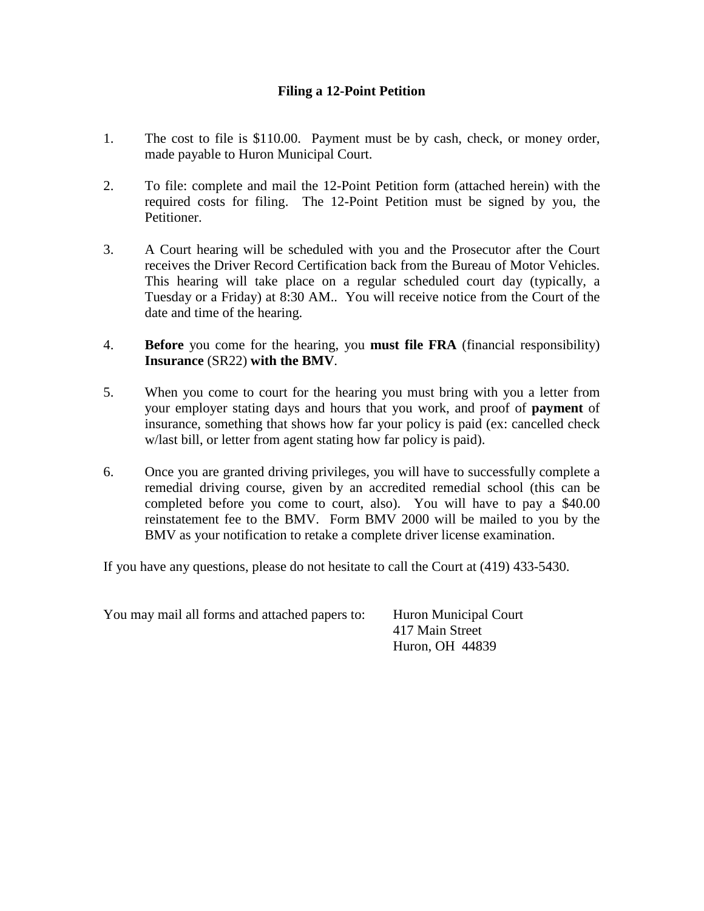## Filing a 12-Point Petition

1. The cost to file is $110.00. Payment must be by cash, check, or money order, made payable to Huron Municipal Court.

2. To file: complete and mail the 12-Point Petition form (attached herein) with the required costs for filing. The 12-Point Petition must be signed by you, the Petitioner.

3. A Court hearing will be scheduled with you and the Prosecutor after the Court receives the Driver Record Certification back from the Bureau of Motor Vehicles. This hearing will take place on a regular scheduled court day (typically, a Tuesday or a Friday) at 8:30 AM.. You will receive notice from the Court of the date and time of the hearing.

4. **Before** you come for the hearing, you **must file FRA** (financial responsibility) **Insurance** (SR22) **with the BMV**.

5. When you come to court for the hearing you must bring with you a letter from your employer stating days and hours that you work, and proof of **payment** of insurance, something that shows how far your policy is paid (ex: cancelled check w/last bill, or letter from agent stating how far policy is paid).

6. Once you are granted driving privileges, you will have to successfully complete a remedial driving course, given by an accredited remedial school (this can be completed before you come to court, also). You will have to pay a $40.00 reinstatement fee to the BMV. Form BMV 2000 will be mailed to you by the BMV as your notification to retake a complete driver license examination.

If you have any questions, please do not hesitate to call the Court at (419) 433-5430.

You may mail all forms and attached papers to:

Huron Municipal Court
417 Main Street
Huron, OH 44839